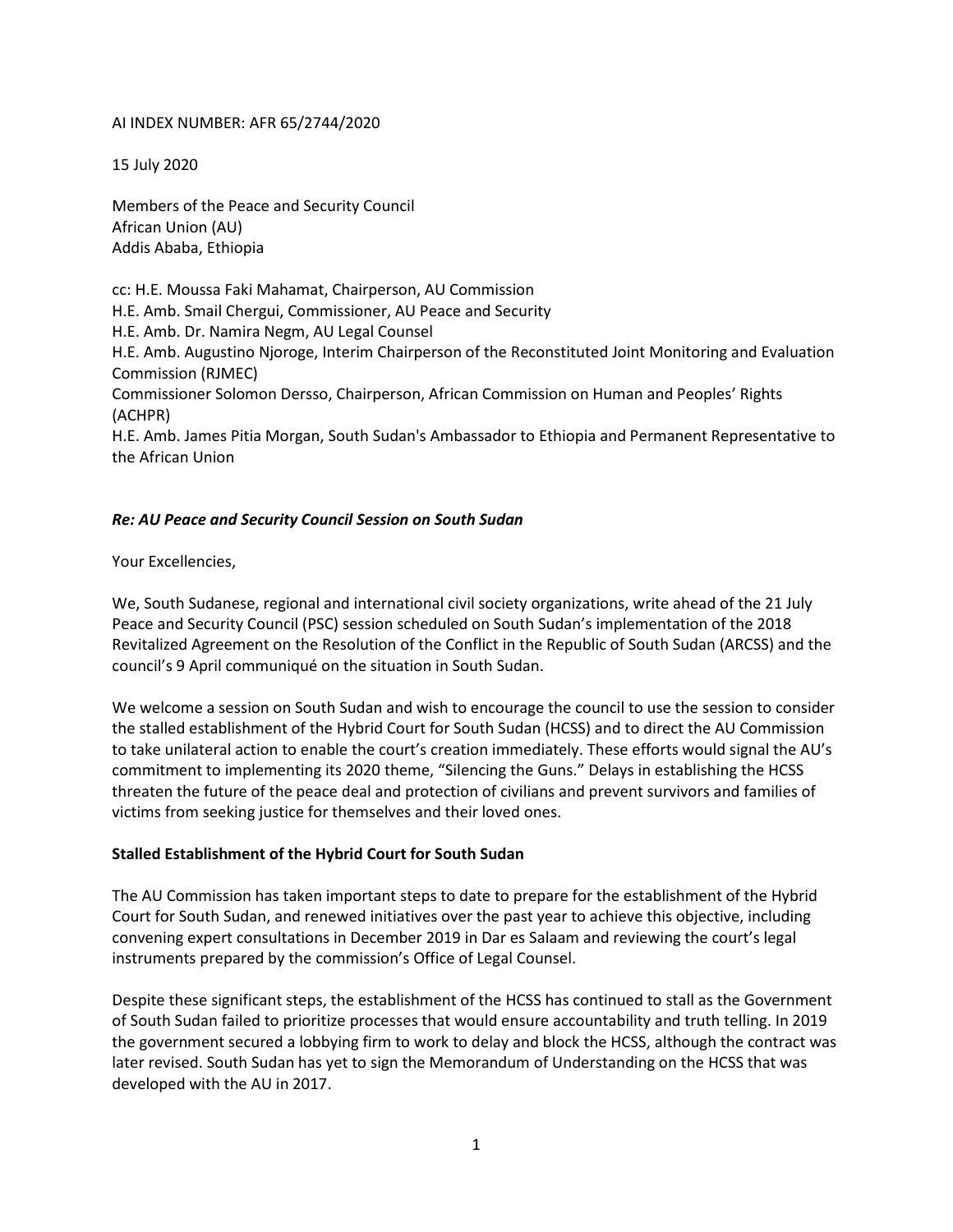AI INDEX NUMBER: AFR 65/2744/2020

15 July 2020

Members of the Peace and Security Council
African Union (AU)
Addis Ababa, Ethiopia

cc: H.E. Moussa Faki Mahamat, Chairperson, AU Commission
H.E. Amb. Smail Chergui, Commissioner, AU Peace and Security
H.E. Amb. Dr. Namira Negm, AU Legal Counsel
H.E. Amb. Augustino Njoroge, Interim Chairperson of the Reconstituted Joint Monitoring and Evaluation Commission (RJMEC)
Commissioner Solomon Dersso, Chairperson, African Commission on Human and Peoples' Rights (ACHPR)
H.E. Amb. James Pitia Morgan, South Sudan's Ambassador to Ethiopia and Permanent Representative to the African Union

***Re: AU Peace and Security Council Session on South Sudan***

Your Excellencies,

We, South Sudanese, regional and international civil society organizations, write ahead of the 21 July Peace and Security Council (PSC) session scheduled on South Sudan's implementation of the 2018 Revitalized Agreement on the Resolution of the Conflict in the Republic of South Sudan (ARCSS) and the council's 9 April communiqué on the situation in South Sudan.

We welcome a session on South Sudan and wish to encourage the council to use the session to consider the stalled establishment of the Hybrid Court for South Sudan (HCSS) and to direct the AU Commission to take unilateral action to enable the court's creation immediately. These efforts would signal the AU's commitment to implementing its 2020 theme, "Silencing the Guns." Delays in establishing the HCSS threaten the future of the peace deal and protection of civilians and prevent survivors and families of victims from seeking justice for themselves and their loved ones.

**Stalled Establishment of the Hybrid Court for South Sudan**

The AU Commission has taken important steps to date to prepare for the establishment of the Hybrid Court for South Sudan, and renewed initiatives over the past year to achieve this objective, including convening expert consultations in December 2019 in Dar es Salaam and reviewing the court's legal instruments prepared by the commission's Office of Legal Counsel.

Despite these significant steps, the establishment of the HCSS has continued to stall as the Government of South Sudan failed to prioritize processes that would ensure accountability and truth telling. In 2019 the government secured a lobbying firm to work to delay and block the HCSS, although the contract was later revised. South Sudan has yet to sign the Memorandum of Understanding on the HCSS that was developed with the AU in 2017.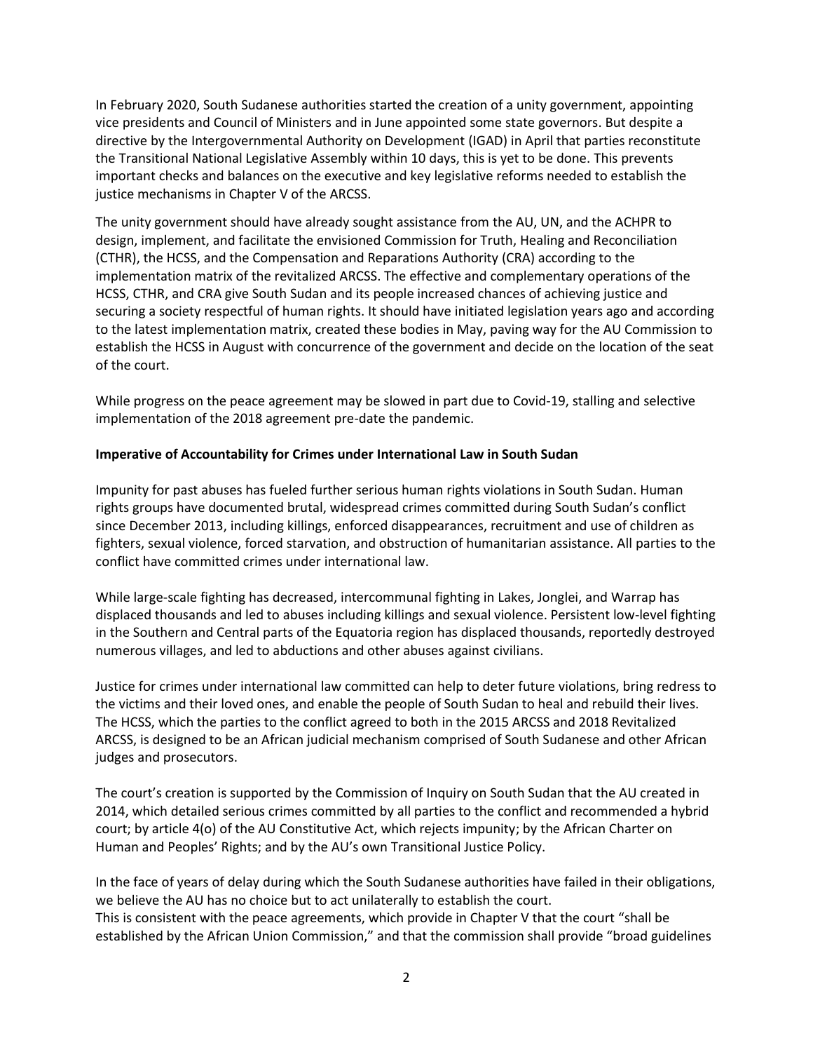In February 2020, South Sudanese authorities started the creation of a unity government, appointing vice presidents and Council of Ministers and in June appointed some state governors. But despite a directive by the Intergovernmental Authority on Development (IGAD) in April that parties reconstitute the Transitional National Legislative Assembly within 10 days, this is yet to be done. This prevents important checks and balances on the executive and key legislative reforms needed to establish the justice mechanisms in Chapter V of the ARCSS.

The unity government should have already sought assistance from the AU, UN, and the ACHPR to design, implement, and facilitate the envisioned Commission for Truth, Healing and Reconciliation (CTHR), the HCSS, and the Compensation and Reparations Authority (CRA) according to the implementation matrix of the revitalized ARCSS. The effective and complementary operations of the HCSS, CTHR, and CRA give South Sudan and its people increased chances of achieving justice and securing a society respectful of human rights. It should have initiated legislation years ago and according to the latest implementation matrix, created these bodies in May, paving way for the AU Commission to establish the HCSS in August with concurrence of the government and decide on the location of the seat of the court.

While progress on the peace agreement may be slowed in part due to Covid-19, stalling and selective implementation of the 2018 agreement pre-date the pandemic.

**Imperative of Accountability for Crimes under International Law in South Sudan**

Impunity for past abuses has fueled further serious human rights violations in South Sudan. Human rights groups have documented brutal, widespread crimes committed during South Sudan's conflict since December 2013, including killings, enforced disappearances, recruitment and use of children as fighters, sexual violence, forced starvation, and obstruction of humanitarian assistance. All parties to the conflict have committed crimes under international law.

While large-scale fighting has decreased, intercommunal fighting in Lakes, Jonglei, and Warrap has displaced thousands and led to abuses including killings and sexual violence. Persistent low-level fighting in the Southern and Central parts of the Equatoria region has displaced thousands, reportedly destroyed numerous villages, and led to abductions and other abuses against civilians.

Justice for crimes under international law committed can help to deter future violations, bring redress to the victims and their loved ones, and enable the people of South Sudan to heal and rebuild their lives. The HCSS, which the parties to the conflict agreed to both in the 2015 ARCSS and 2018 Revitalized ARCSS, is designed to be an African judicial mechanism comprised of South Sudanese and other African judges and prosecutors.

The court's creation is supported by the Commission of Inquiry on South Sudan that the AU created in 2014, which detailed serious crimes committed by all parties to the conflict and recommended a hybrid court; by article 4(o) of the AU Constitutive Act, which rejects impunity; by the African Charter on Human and Peoples' Rights; and by the AU's own Transitional Justice Policy.

In the face of years of delay during which the South Sudanese authorities have failed in their obligations, we believe the AU has no choice but to act unilaterally to establish the court.
This is consistent with the peace agreements, which provide in Chapter V that the court "shall be established by the African Union Commission," and that the commission shall provide "broad guidelines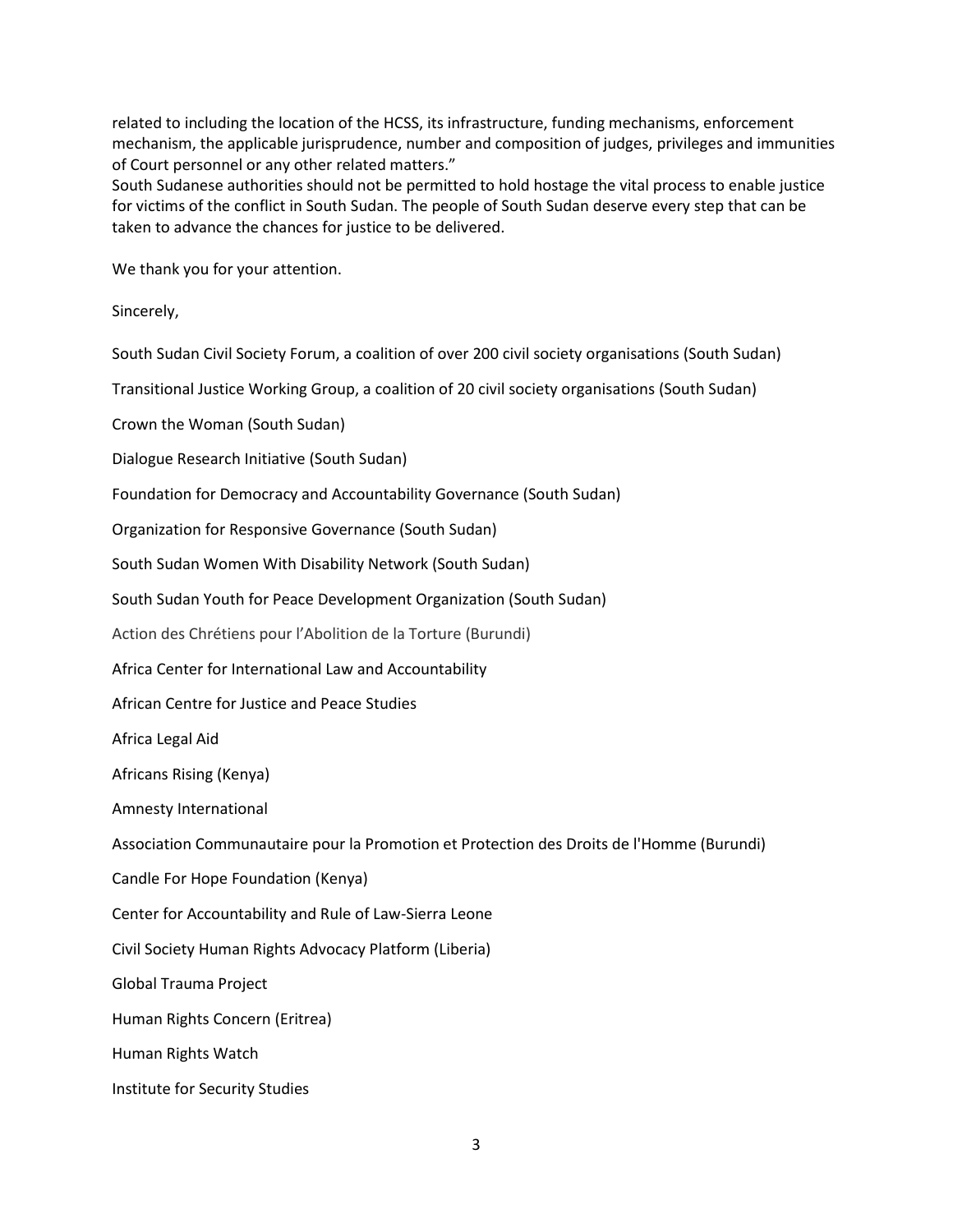related to including the location of the HCSS, its infrastructure, funding mechanisms, enforcement mechanism, the applicable jurisprudence, number and composition of judges, privileges and immunities of Court personnel or any other related matters."

South Sudanese authorities should not be permitted to hold hostage the vital process to enable justice for victims of the conflict in South Sudan. The people of South Sudan deserve every step that can be taken to advance the chances for justice to be delivered.

We thank you for your attention.

Sincerely,

South Sudan Civil Society Forum, a coalition of over 200 civil society organisations (South Sudan)

Transitional Justice Working Group, a coalition of 20 civil society organisations (South Sudan)

Crown the Woman (South Sudan)

Dialogue Research Initiative (South Sudan)

Foundation for Democracy and Accountability Governance (South Sudan)

Organization for Responsive Governance (South Sudan)

South Sudan Women With Disability Network (South Sudan)

South Sudan Youth for Peace Development Organization (South Sudan)

Action des Chrétiens pour l'Abolition de la Torture (Burundi)

Africa Center for International Law and Accountability

African Centre for Justice and Peace Studies

Africa Legal Aid

Africans Rising (Kenya)

Amnesty International

Association Communautaire pour la Promotion et Protection des Droits de l'Homme (Burundi)

Candle For Hope Foundation (Kenya)

Center for Accountability and Rule of Law-Sierra Leone

Civil Society Human Rights Advocacy Platform (Liberia)

Global Trauma Project

Human Rights Concern (Eritrea)

Human Rights Watch

Institute for Security Studies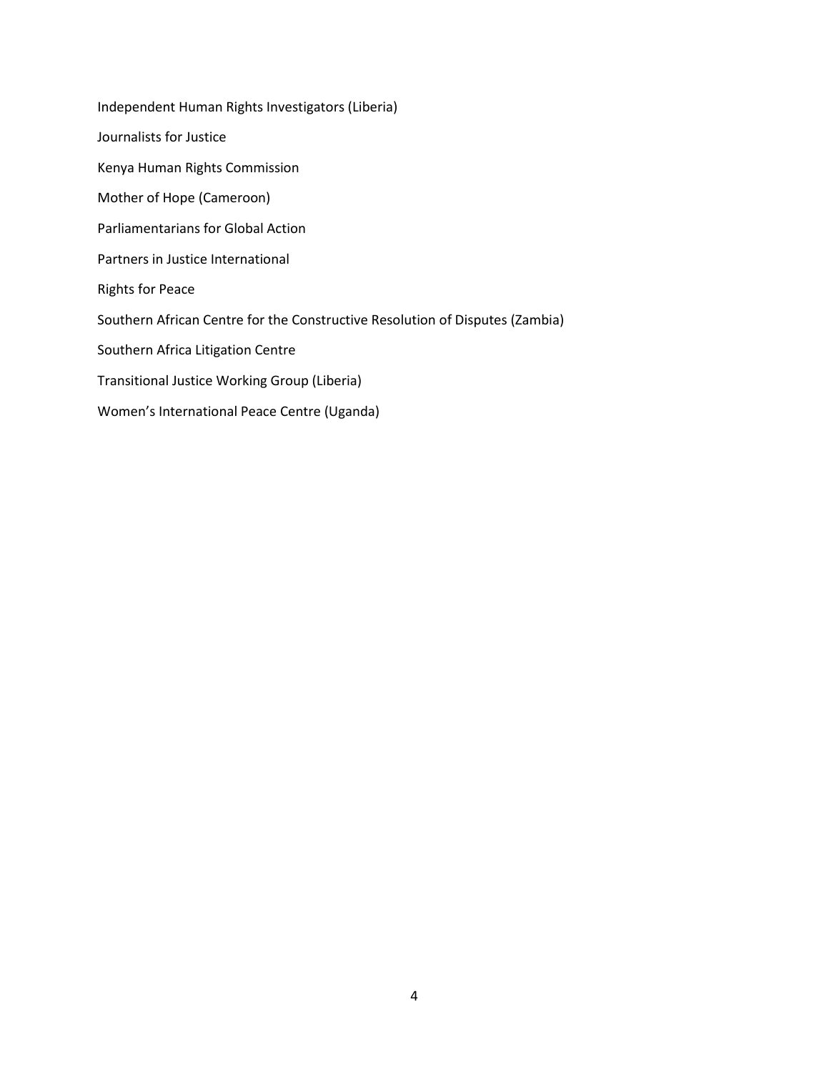Independent Human Rights Investigators (Liberia)

Journalists for Justice

Kenya Human Rights Commission

Mother of Hope (Cameroon)

Parliamentarians for Global Action

Partners in Justice International

Rights for Peace

Southern African Centre for the Constructive Resolution of Disputes (Zambia)

Southern Africa Litigation Centre

Transitional Justice Working Group (Liberia)

Women's International Peace Centre (Uganda)